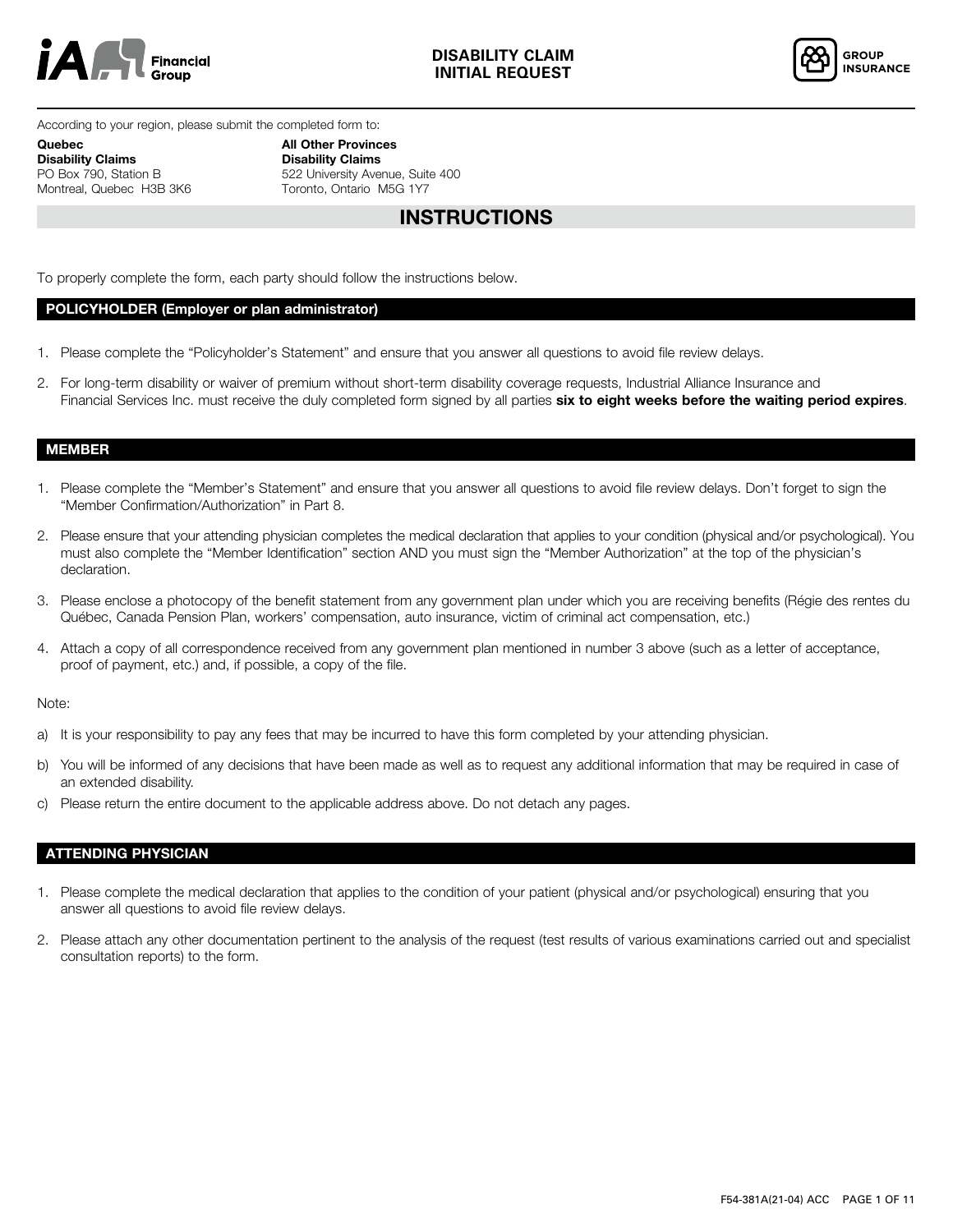# DISABILITY CLAIM INITIAL REQUEST

GROUP INSURANCE

According to your region, please submit the completed form to:

**Quebec**
**Disability Claims**
PO Box 790, Station B
Montreal, Quebec H3B 3K6

**All Other Provinces**
**Disability Claims**
522 University Avenue, Suite 400
Toronto, Ontario M5G 1Y7

## INSTRUCTIONS

To properly complete the form, each party should follow the instructions below.

### POLICYHOLDER (Employer or plan administrator)

1. Please complete the "Policyholder's Statement" and ensure that you answer all questions to avoid file review delays.
2. For long-term disability or waiver of premium without short-term disability coverage requests, Industrial Alliance Insurance and Financial Services Inc. must receive the duly completed form signed by all parties **six to eight weeks before the waiting period expires**.

### MEMBER

1. Please complete the "Member's Statement" and ensure that you answer all questions to avoid file review delays. Don't forget to sign the "Member Confirmation/Authorization" in Part 8.
2. Please ensure that your attending physician completes the medical declaration that applies to your condition (physical and/or psychological). You must also complete the "Member Identification" section AND you must sign the "Member Authorization" at the top of the physician's declaration.
3. Please enclose a photocopy of the benefit statement from any government plan under which you are receiving benefits (Régie des rentes du Québec, Canada Pension Plan, workers' compensation, auto insurance, victim of criminal act compensation, etc.)
4. Attach a copy of all correspondence received from any government plan mentioned in number 3 above (such as a letter of acceptance, proof of payment, etc.) and, if possible, a copy of the file.

Note:

a) It is your responsibility to pay any fees that may be incurred to have this form completed by your attending physician.

b) You will be informed of any decisions that have been made as well as to request any additional information that may be required in case of an extended disability.

c) Please return the entire document to the applicable address above. Do not detach any pages.

### ATTENDING PHYSICIAN

1. Please complete the medical declaration that applies to the condition of your patient (physical and/or psychological) ensuring that you answer all questions to avoid file review delays.
2. Please attach any other documentation pertinent to the analysis of the request (test results of various examinations carried out and specialist consultation reports) to the form.

F54-381A(21-04) ACC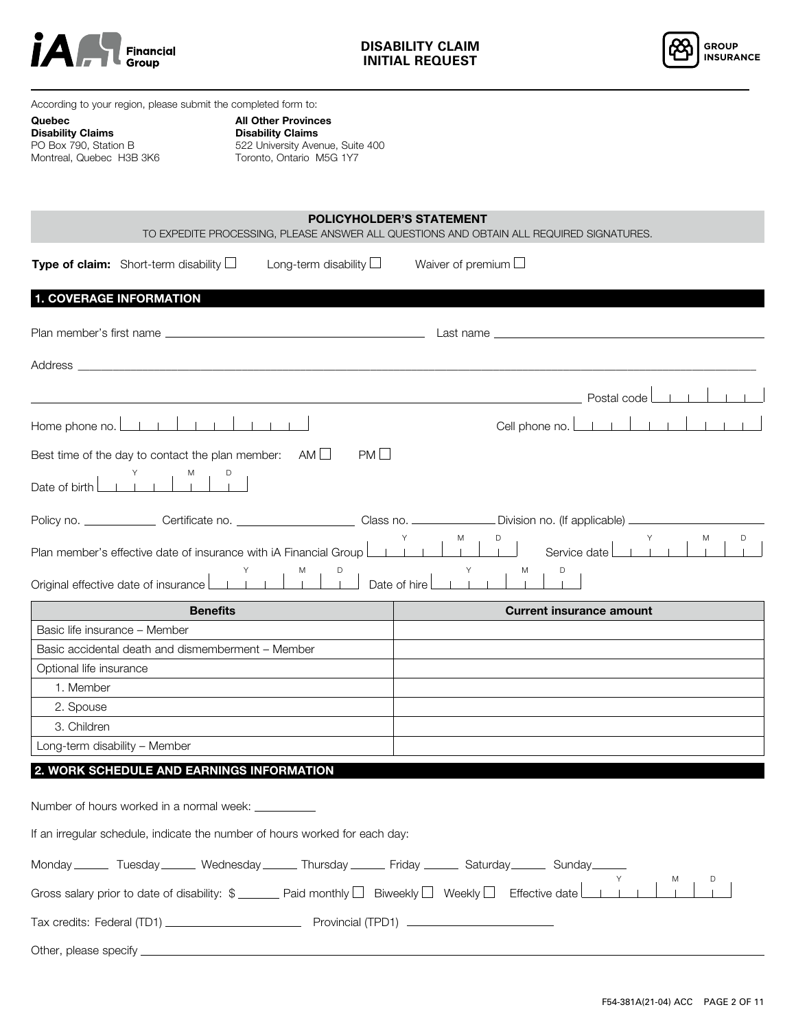# DISABILITY CLAIM INITIAL REQUEST

GROUP INSURANCE

According to your region, please submit the completed form to:

**Quebec**
**Disability Claims**
PO Box 790, Station B
Montreal, Quebec H3B 3K6

**All Other Provinces**
**Disability Claims**
522 University Avenue, Suite 400
Toronto, Ontario M5G 1Y7

## POLICYHOLDER'S STATEMENT

TO EXPEDITE PROCESSING, PLEASE ANSWER ALL QUESTIONS AND OBTAIN ALL REQUIRED SIGNATURES.

**Type of claim:** Short-term disability ☐ Long-term disability ☐ Waiver of premium ☐

## 1. COVERAGE INFORMATION

Plan member's first name ____________________ Last name ____________________

Address ________________________________________________

________________________________________________ Postal code

Home phone no. Cell phone no.

Best time of the day to contact the plan member: AM ☐ PM ☐

Date of birth (Y M D)

Policy no. __________ Certificate no. __________ Class no. __________ Division no. (If applicable) __________

Plan member's effective date of insurance with iA Financial Group (Y M D) Service date (Y M D)

Original effective date of insurance (Y M D) Date of hire (Y M D)

| Benefits | Current insurance amount |
|---|---|
| Basic life insurance – Member | |
| Basic accidental death and dismemberment – Member | |
| Optional life insurance | |
| 1. Member | |
| 2. Spouse | |
| 3. Children | |
| Long-term disability – Member | |

## 2. WORK SCHEDULE AND EARNINGS INFORMATION

Number of hours worked in a normal week: __________

If an irregular schedule, indicate the number of hours worked for each day:

Monday ______ Tuesday ______ Wednesday ______ Thursday ______ Friday ______ Saturday ______ Sunday ______

Gross salary prior to date of disability: $ ______ Paid monthly ☐ Biweekly ☐ Weekly ☐ Effective date (Y M D)

Tax credits: Federal (TD1) __________ Provincial (TPD1) __________

Other, please specify ________________________________________________

F54-381A(21-04) ACC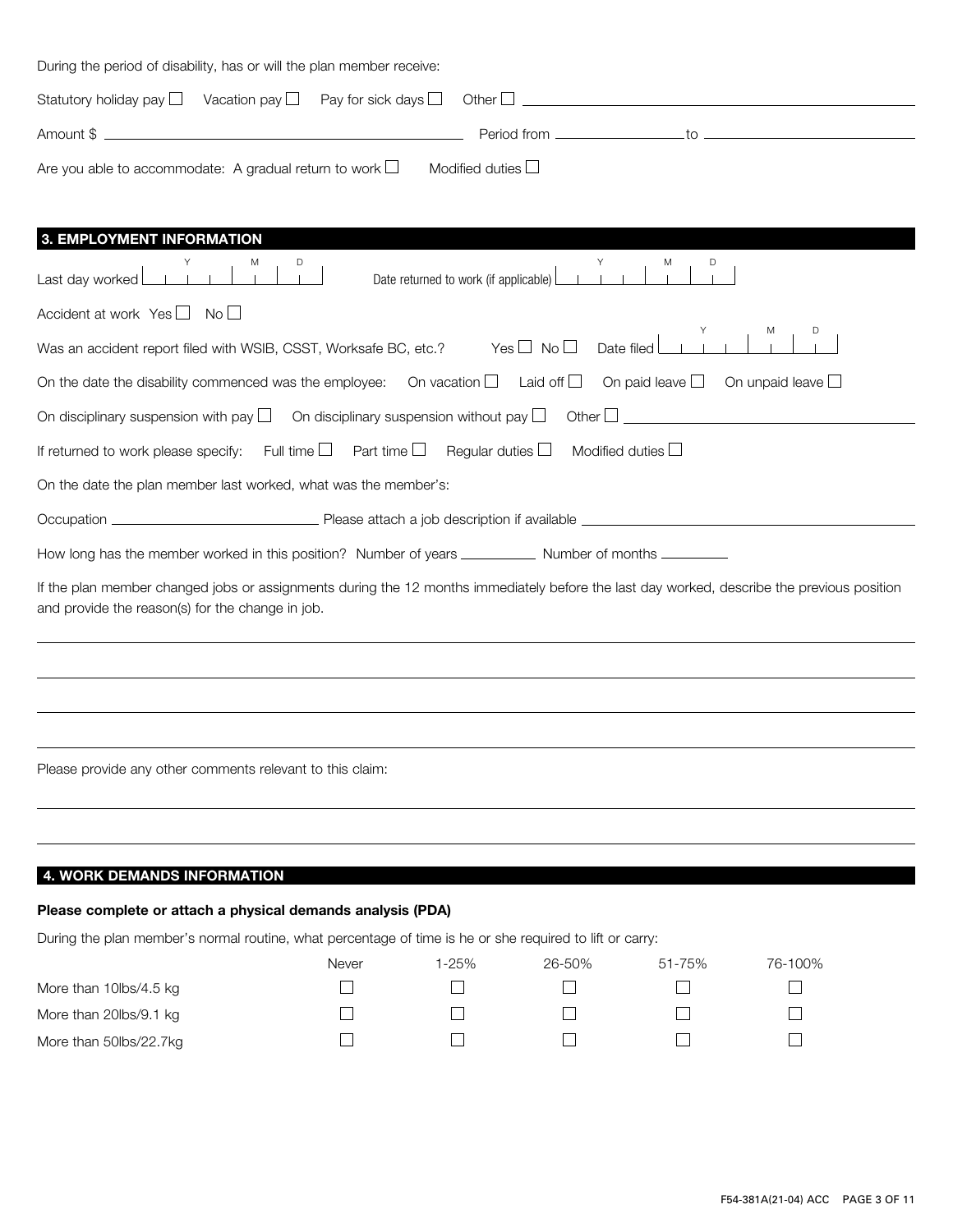During the period of disability, has or will the plan member receive:

Statutory holiday pay ☐ Vacation pay ☐ Pay for sick days ☐ Other ☐ ______________________________

Amount $ ______________________________ Period from ______________ to ______________

Are you able to accommodate: A gradual return to work ☐ Modified duties ☐

## 3. EMPLOYMENT INFORMATION

Last day worked (Y M D) ______________ Date returned to work (if applicable) (Y M D) ______________

Accident at work Yes ☐ No ☐

Was an accident report filed with WSIB, CSST, Worksafe BC, etc.? Yes ☐ No ☐ Date filed (Y M D) ______________

On the date the disability commenced was the employee: On vacation ☐ Laid off ☐ On paid leave ☐ On unpaid leave ☐

On disciplinary suspension with pay ☐ On disciplinary suspension without pay ☐ Other ☐ ______________________________

If returned to work please specify: Full time ☐ Part time ☐ Regular duties ☐ Modified duties ☐

On the date the plan member last worked, what was the member's:

Occupation ______________________________ Please attach a job description if available ______________________________

How long has the member worked in this position? Number of years __________ Number of months __________

If the plan member changed jobs or assignments during the 12 months immediately before the last day worked, describe the previous position and provide the reason(s) for the change in job.

______________________________________________________________________________

______________________________________________________________________________

______________________________________________________________________________

______________________________________________________________________________

Please provide any other comments relevant to this claim:

______________________________________________________________________________

______________________________________________________________________________

## 4. WORK DEMANDS INFORMATION

**Please complete or attach a physical demands analysis (PDA)**

During the plan member's normal routine, what percentage of time is he or she required to lift or carry:

| | Never | 1-25% | 26-50% | 51-75% | 76-100% |
|---|---|---|---|---|---|
| More than 10lbs/4.5 kg | ☐ | ☐ | ☐ | ☐ | ☐ |
| More than 20lbs/9.1 kg | ☐ | ☐ | ☐ | ☐ | ☐ |
| More than 50lbs/22.7kg | ☐ | ☐ | ☐ | ☐ | ☐ |

F54-381A(21-04) ACC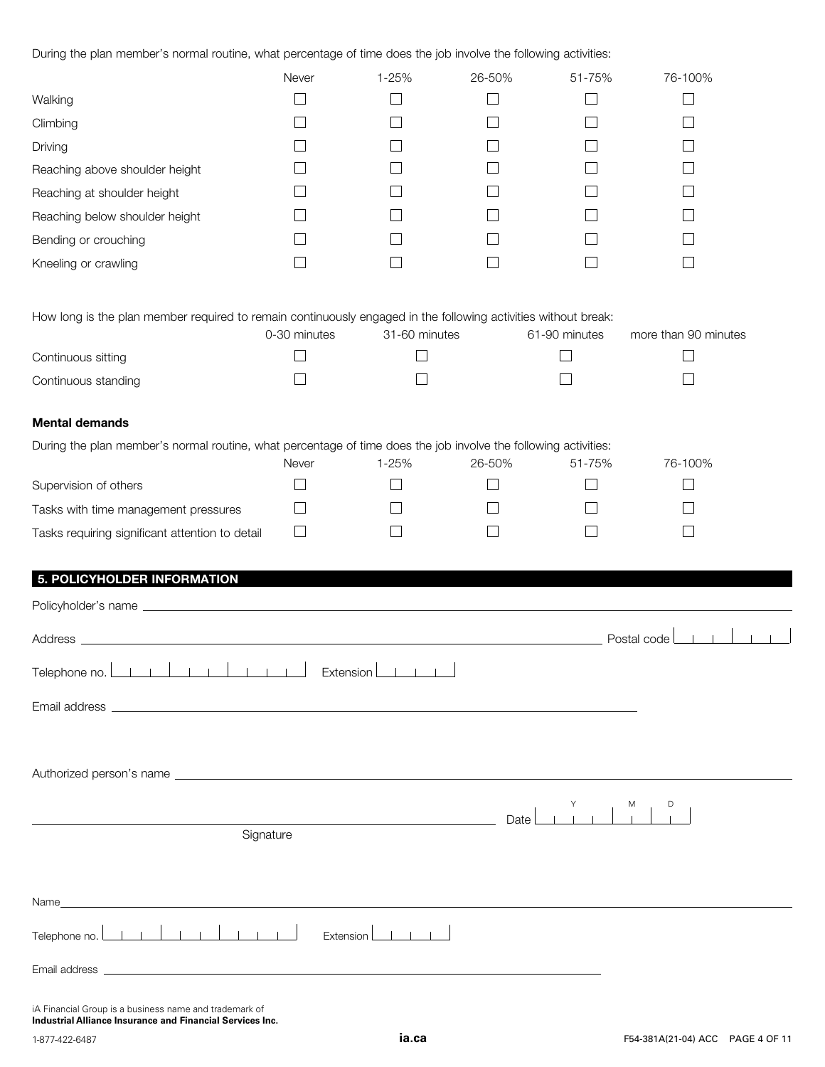During the plan member's normal routine, what percentage of time does the job involve the following activities:

| | Never | 1-25% | 26-50% | 51-75% | 76-100% |
|---|---|---|---|---|---|
| Walking | ☐ | ☐ | ☐ | ☐ | ☐ |
| Climbing | ☐ | ☐ | ☐ | ☐ | ☐ |
| Driving | ☐ | ☐ | ☐ | ☐ | ☐ |
| Reaching above shoulder height | ☐ | ☐ | ☐ | ☐ | ☐ |
| Reaching at shoulder height | ☐ | ☐ | ☐ | ☐ | ☐ |
| Reaching below shoulder height | ☐ | ☐ | ☐ | ☐ | ☐ |
| Bending or crouching | ☐ | ☐ | ☐ | ☐ | ☐ |
| Kneeling or crawling | ☐ | ☐ | ☐ | ☐ | ☐ |

How long is the plan member required to remain continuously engaged in the following activities without break:

| | 0-30 minutes | 31-60 minutes | 61-90 minutes | more than 90 minutes |
|---|---|---|---|---|
| Continuous sitting | ☐ | ☐ | ☐ | ☐ |
| Continuous standing | ☐ | ☐ | ☐ | ☐ |

**Mental demands**

During the plan member's normal routine, what percentage of time does the job involve the following activities:

| | Never | 1-25% | 26-50% | 51-75% | 76-100% |
|---|---|---|---|---|---|
| Supervision of others | ☐ | ☐ | ☐ | ☐ | ☐ |
| Tasks with time management pressures | ☐ | ☐ | ☐ | ☐ | ☐ |
| Tasks requiring significant attention to detail | ☐ | ☐ | ☐ | ☐ | ☐ |

## 5. POLICYHOLDER INFORMATION

Policyholder's name ______________________________

Address ______________________________ Postal code ______

Telephone no. ______________ Extension ______

Email address ______________________________

Authorized person's name ______________________________

______________________________ Date Y ____ M __ D __

Signature

Name ______________________________

Telephone no. ______________ Extension ______

Email address ______________________________

iA Financial Group is a business name and trademark of
**Industrial Alliance Insurance and Financial Services Inc.**

1-877-422-6487

**ia.ca**

F54-381A(21-04) ACC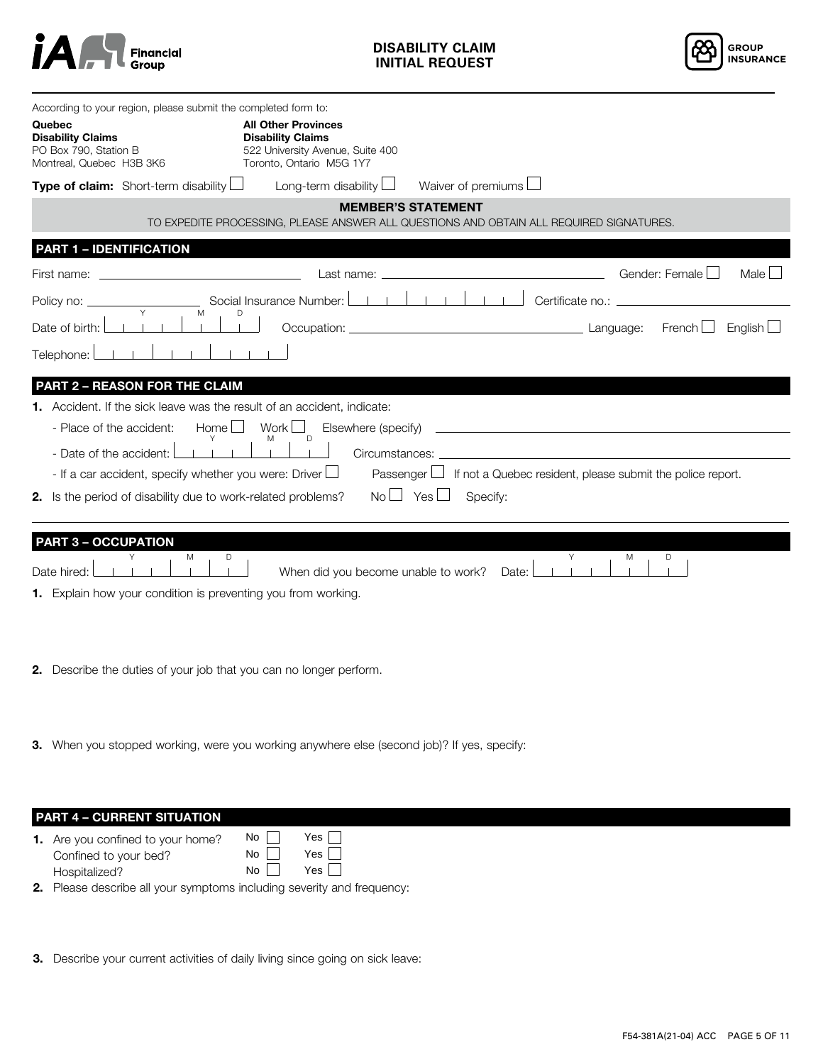# DISABILITY CLAIM INITIAL REQUEST

GROUP INSURANCE

According to your region, please submit the completed form to:

**Quebec**
**Disability Claims**
PO Box 790, Station B
Montreal, Quebec H3B 3K6

**All Other Provinces**
**Disability Claims**
522 University Avenue, Suite 400
Toronto, Ontario M5G 1Y7

**Type of claim:** Short-term disability ☐ Long-term disability ☐ Waiver of premiums ☐

## MEMBER'S STATEMENT

TO EXPEDITE PROCESSING, PLEASE ANSWER ALL QUESTIONS AND OBTAIN ALL REQUIRED SIGNATURES.

## PART 1 – IDENTIFICATION

First name: ______________ Last name: ______________ Gender: Female ☐ Male ☐

Policy no: ______________ Social Insurance Number: ______________ Certificate no.: ______________

Date of birth (Y M D): ______________ Occupation: ______________ Language: French ☐ English ☐

Telephone: ______________

## PART 2 – REASON FOR THE CLAIM

**1.** Accident. If the sick leave was the result of an accident, indicate:

- Place of the accident: Home ☐ Work ☐ Elsewhere (specify) ______________
- Date of the accident (Y M D): ______________ Circumstances: ______________
- If a car accident, specify whether you were: Driver ☐ Passenger ☐ If not a Quebec resident, please submit the police report.

**2.** Is the period of disability due to work-related problems? No ☐ Yes ☐ Specify:

## PART 3 – OCCUPATION

Date hired (Y M D): ______________ When did you become unable to work? Date (Y M D): ______________

**1.** Explain how your condition is preventing you from working.

**2.** Describe the duties of your job that you can no longer perform.

**3.** When you stopped working, were you working anywhere else (second job)? If yes, specify:

## PART 4 – CURRENT SITUATION

**1.** Are you confined to your home? No ☐ Yes ☐
Confined to your bed? No ☐ Yes ☐
Hospitalized? No ☐ Yes ☐

**2.** Please describe all your symptoms including severity and frequency:

**3.** Describe your current activities of daily living since going on sick leave:

F54-381A(21-04) ACC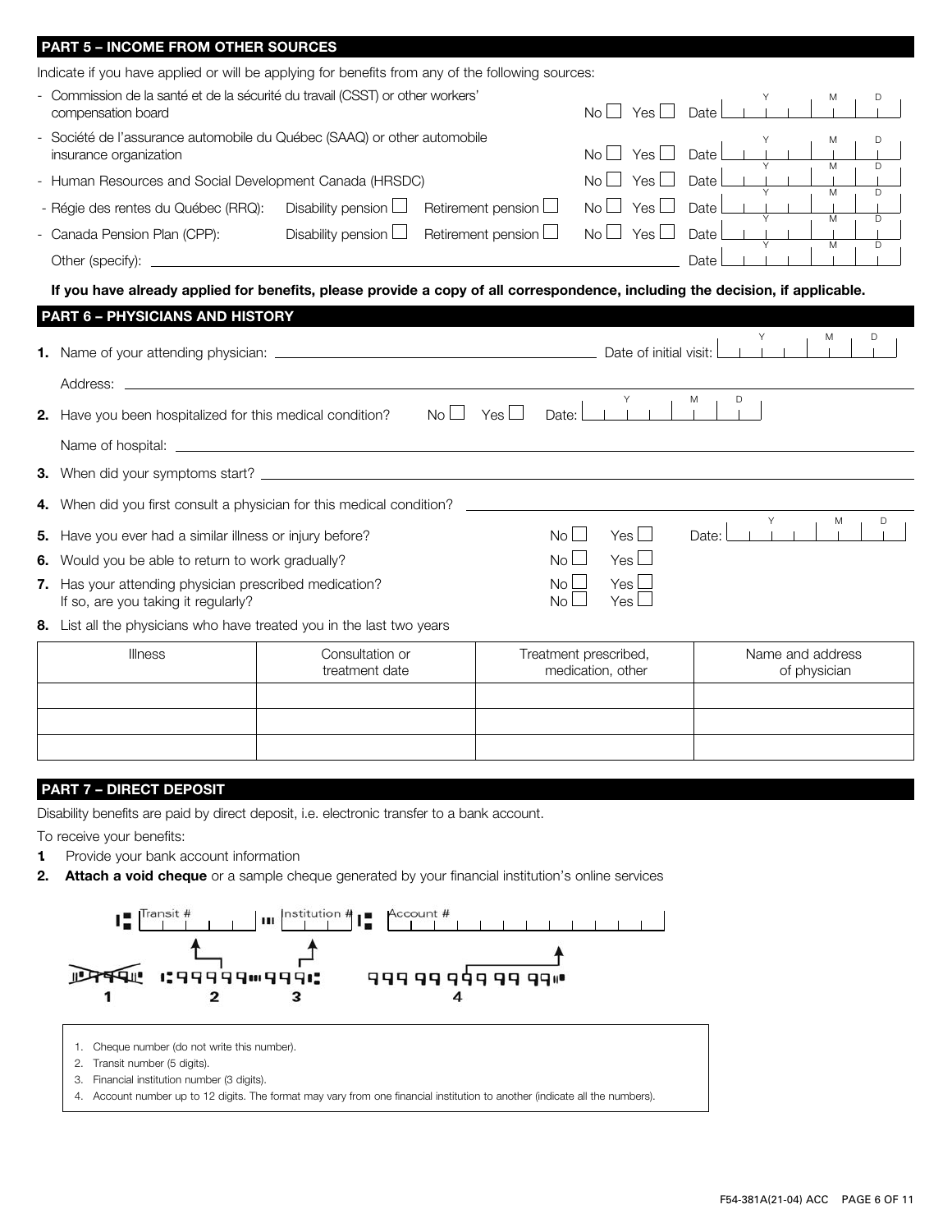## PART 5 – INCOME FROM OTHER SOURCES

Indicate if you have applied or will be applying for benefits from any of the following sources:

- Commission de la santé et de la sécurité du travail (CSST) or other workers' compensation board — No ☐ Yes ☐ Date (Y M D)
- Société de l'assurance automobile du Québec (SAAQ) or other automobile insurance organization — No ☐ Yes ☐ Date (Y M D)
- Human Resources and Social Development Canada (HRSDC) — No ☐ Yes ☐ Date (Y M D)
- Régie des rentes du Québec (RRQ): Disability pension ☐ Retirement pension ☐ — No ☐ Yes ☐ Date (Y M D)
- Canada Pension Plan (CPP): Disability pension ☐ Retirement pension ☐ — No ☐ Yes ☐ Date (Y M D)

Other (specify): ______________________ Date (Y M D)

**If you have already applied for benefits, please provide a copy of all correspondence, including the decision, if applicable.**

## PART 6 – PHYSICIANS AND HISTORY

1. Name of your attending physician: ______________________ Date of initial visit: (Y M D)

   Address: ______________________

2. Have you been hospitalized for this medical condition? No ☐ Yes ☐ Date: (Y M D)

   Name of hospital: ______________________

3. When did your symptoms start? ______________________

4. When did you first consult a physician for this medical condition? ______________________

5. Have you ever had a similar illness or injury before? No ☐ Yes ☐ Date: (Y M D)

6. Would you be able to return to work gradually? No ☐ Yes ☐

7. Has your attending physician prescribed medication? No ☐ Yes ☐

   If so, are you taking it regularly? No ☐ Yes ☐

8. List all the physicians who have treated you in the last two years

| Illness | Consultation or treatment date | Treatment prescribed, medication, other | Name and address of physician |
|---|---|---|---|
| | | | |
| | | | |
| | | | |

## PART 7 – DIRECT DEPOSIT

Disability benefits are paid by direct deposit, i.e. electronic transfer to a bank account.

To receive your benefits:

1. Provide your bank account information
2. **Attach a void cheque** or a sample cheque generated by your financial institution's online services

Transit # | Institution # | Account #

1. Cheque number (do not write this number).
2. Transit number (5 digits).
3. Financial institution number (3 digits).
4. Account number up to 12 digits. The format may vary from one financial institution to another (indicate all the numbers).

F54-381A(21-04) ACC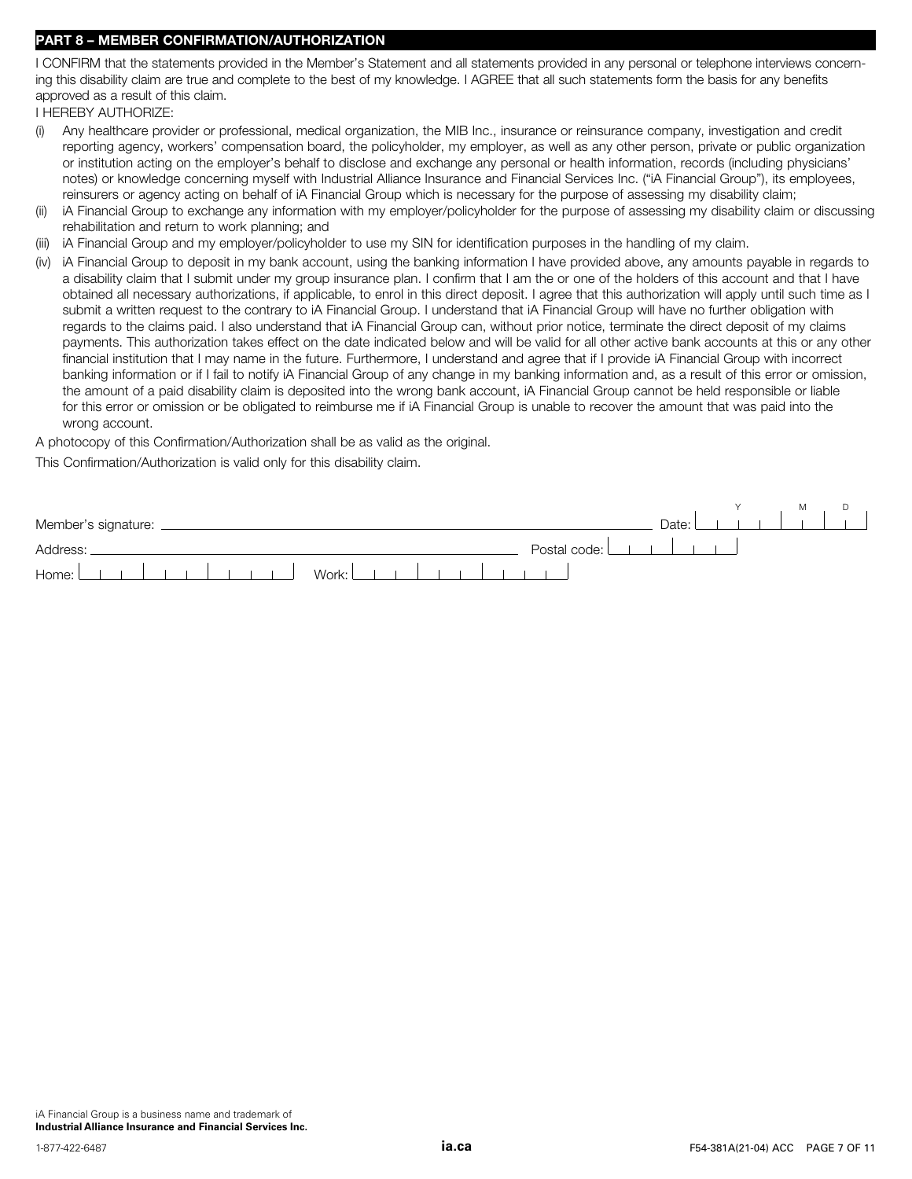## PART 8 – MEMBER CONFIRMATION/AUTHORIZATION

I CONFIRM that the statements provided in the Member's Statement and all statements provided in any personal or telephone interviews concerning this disability claim are true and complete to the best of my knowledge. I AGREE that all such statements form the basis for any benefits approved as a result of this claim.

I HEREBY AUTHORIZE:

(i) Any healthcare provider or professional, medical organization, the MIB Inc., insurance or reinsurance company, investigation and credit reporting agency, workers' compensation board, the policyholder, my employer, as well as any other person, private or public organization or institution acting on the employer's behalf to disclose and exchange any personal or health information, records (including physicians' notes) or knowledge concerning myself with Industrial Alliance Insurance and Financial Services Inc. ("iA Financial Group"), its employees, reinsurers or agency acting on behalf of iA Financial Group which is necessary for the purpose of assessing my disability claim;

(ii) iA Financial Group to exchange any information with my employer/policyholder for the purpose of assessing my disability claim or discussing rehabilitation and return to work planning; and

(iii) iA Financial Group and my employer/policyholder to use my SIN for identification purposes in the handling of my claim.

(iv) iA Financial Group to deposit in my bank account, using the banking information I have provided above, any amounts payable in regards to a disability claim that I submit under my group insurance plan. I confirm that I am the or one of the holders of this account and that I have obtained all necessary authorizations, if applicable, to enrol in this direct deposit. I agree that this authorization will apply until such time as I submit a written request to the contrary to iA Financial Group. I understand that iA Financial Group will have no further obligation with regards to the claims paid. I also understand that iA Financial Group can, without prior notice, terminate the direct deposit of my claims payments. This authorization takes effect on the date indicated below and will be valid for all other active bank accounts at this or any other financial institution that I may name in the future. Furthermore, I understand and agree that if I provide iA Financial Group with incorrect banking information or if I fail to notify iA Financial Group of any change in my banking information and, as a result of this error or omission, the amount of a paid disability claim is deposited into the wrong bank account, iA Financial Group cannot be held responsible or liable for this error or omission or be obligated to reimburse me if iA Financial Group is unable to recover the amount that was paid into the wrong account.

A photocopy of this Confirmation/Authorization shall be as valid as the original.

This Confirmation/Authorization is valid only for this disability claim.

Member's signature: ______________________________ Date: Y ____ M __ D __

Address: ______________________________ Postal code: ______

Home: ______________ Work: ______________

iA Financial Group is a business name and trademark of **Industrial Alliance Insurance and Financial Services Inc.**

1-877-422-6487 **ia.ca** F54-381A(21-04) ACC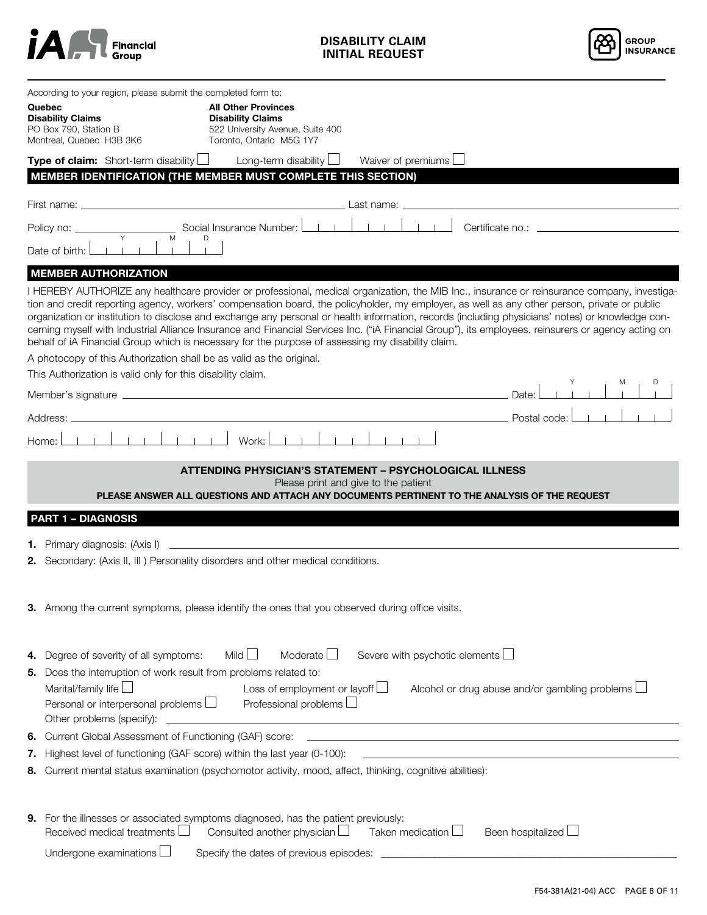iA Financial Group

# DISABILITY CLAIM INITIAL REQUEST

GROUP INSURANCE

According to your region, please submit the completed form to:

**Quebec**
**Disability Claims**
PO Box 790, Station B
Montreal, Quebec H3B 3K6

**All Other Provinces**
**Disability Claims**
522 University Avenue, Suite 400
Toronto, Ontario M5G 1Y7

**Type of claim:** Short-term disability ☐ Long-term disability ☐ Waiver of premiums ☐

## MEMBER IDENTIFICATION (THE MEMBER MUST COMPLETE THIS SECTION)

First name: ______________________ Last name: ______________________

Policy no: ____________ Social Insurance Number: ___ ___ ___ Certificate no.: ____________

Date of birth: Y ____ M __ D __

## MEMBER AUTHORIZATION

I HEREBY AUTHORIZE any healthcare provider or professional, medical organization, the MIB Inc., insurance or reinsurance company, investigation and credit reporting agency, workers' compensation board, the policyholder, my employer, as well as any other person, private or public organization or institution to disclose and exchange any personal or health information, records (including physicians' notes) or knowledge concerning myself with Industrial Alliance Insurance and Financial Services Inc. ("iA Financial Group"), its employees, reinsurers or agency acting on behalf of iA Financial Group which is necessary for the purpose of assessing my disability claim.

A photocopy of this Authorization shall be as valid as the original.

This Authorization is valid only for this disability claim.

Member's signature ______________________ Date: Y ____ M __ D __

Address: ______________________ Postal code: ______

Home: ______________ Work: ______________

## ATTENDING PHYSICIAN'S STATEMENT – PSYCHOLOGICAL ILLNESS

Please print and give to the patient

**PLEASE ANSWER ALL QUESTIONS AND ATTACH ANY DOCUMENTS PERTINENT TO THE ANALYSIS OF THE REQUEST**

## PART 1 – DIAGNOSIS

**1.** Primary diagnosis: (Axis I) ______________________

**2.** Secondary: (Axis II, III ) Personality disorders and other medical conditions.

**3.** Among the current symptoms, please identify the ones that you observed during office visits.

**4.** Degree of severity of all symptoms: Mild ☐ Moderate ☐ Severe with psychotic elements ☐

**5.** Does the interruption of work result from problems related to:

Marital/family life ☐ Loss of employment or layoff ☐ Alcohol or drug abuse and/or gambling problems ☐
Personal or interpersonal problems ☐ Professional problems ☐
Other problems (specify): ______________________

**6.** Current Global Assessment of Functioning (GAF) score: ______________________

**7.** Highest level of functioning (GAF score) within the last year (0-100): ______________________

**8.** Current mental status examination (psychomotor activity, mood, affect, thinking, cognitive abilities):

**9.** For the illnesses or associated symptoms diagnosed, has the patient previously:

Received medical treatments ☐ Consulted another physician ☐ Taken medication ☐ Been hospitalized ☐
Undergone examinations ☐ Specify the dates of previous episodes: ______________________

F54-381A(21-04) ACC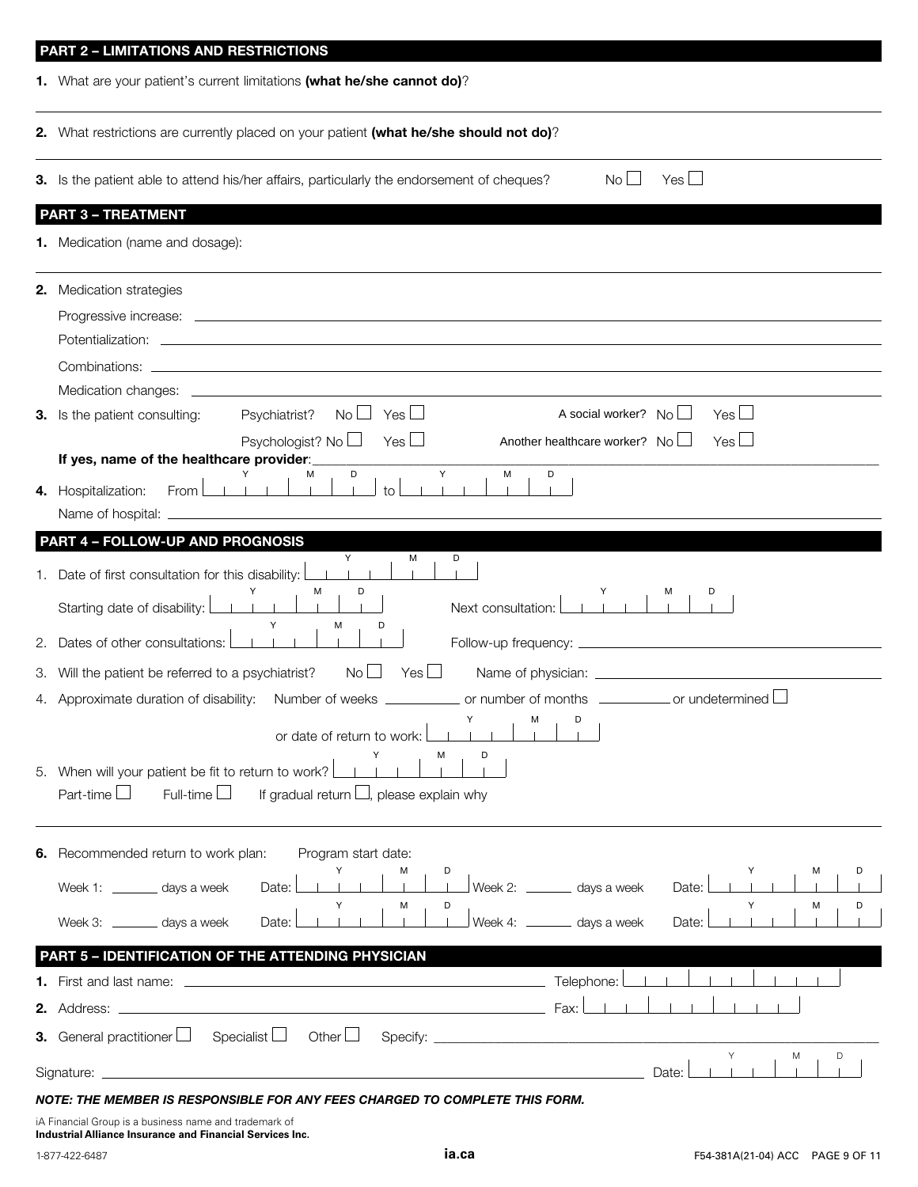## PART 2 – LIMITATIONS AND RESTRICTIONS

**1.** What are your patient's current limitations **(what he/she cannot do)**?

______________________________

**2.** What restrictions are currently placed on your patient **(what he/she should not do)**?

______________________________

**3.** Is the patient able to attend his/her affairs, particularly the endorsement of cheques? No ☐ Yes ☐

## PART 3 – TREATMENT

**1.** Medication (name and dosage):

______________________________

**2.** Medication strategies

Progressive increase: ______________________________

Potentialization: ______________________________

Combinations: ______________________________

Medication changes: ______________________________

**3.** Is the patient consulting: Psychiatrist? No ☐ Yes ☐ A social worker? No ☐ Yes ☐

Psychologist? No ☐ Yes ☐ Another healthcare worker? No ☐ Yes ☐

**If yes, name of the healthcare provider**: ______________________________

**4.** Hospitalization: From (Y M D) ______ to (Y M D) ______

Name of hospital: ______________________________

## PART 4 – FOLLOW-UP AND PROGNOSIS

1. Date of first consultation for this disability: (Y M D) ______

   Starting date of disability: (Y M D) ______ Next consultation: (Y M D) ______

2. Dates of other consultations: (Y M D) ______ Follow-up frequency: ______________________________

3. Will the patient be referred to a psychiatrist? No ☐ Yes ☐ Name of physician: ______________________________

4. Approximate duration of disability: Number of weeks ______ or number of months ______ or undetermined ☐

   or date of return to work: (Y M D) ______

5. When will your patient be fit to return to work? (Y M D) ______

   Part-time ☐ Full-time ☐ If gradual return ☐, please explain why

______________________________

**6.** Recommended return to work plan: Program start date:

Week 1: ______ days a week Date: (Y M D) ______ Week 2: ______ days a week Date: (Y M D) ______

Week 3: ______ days a week Date: (Y M D) ______ Week 4: ______ days a week Date: (Y M D) ______

## PART 5 – IDENTIFICATION OF THE ATTENDING PHYSICIAN

**1.** First and last name: ______________________________ Telephone: ______

**2.** Address: ______________________________ Fax: ______

**3.** General practitioner ☐ Specialist ☐ Other ☐ Specify: ______________________________

Signature: ______________________________ Date: (Y M D) ______

***NOTE: THE MEMBER IS RESPONSIBLE FOR ANY FEES CHARGED TO COMPLETE THIS FORM.***

iA Financial Group is a business name and trademark of
**Industrial Alliance Insurance and Financial Services Inc.**

1-877-422-6487 **ia.ca** F54-381A(21-04) ACC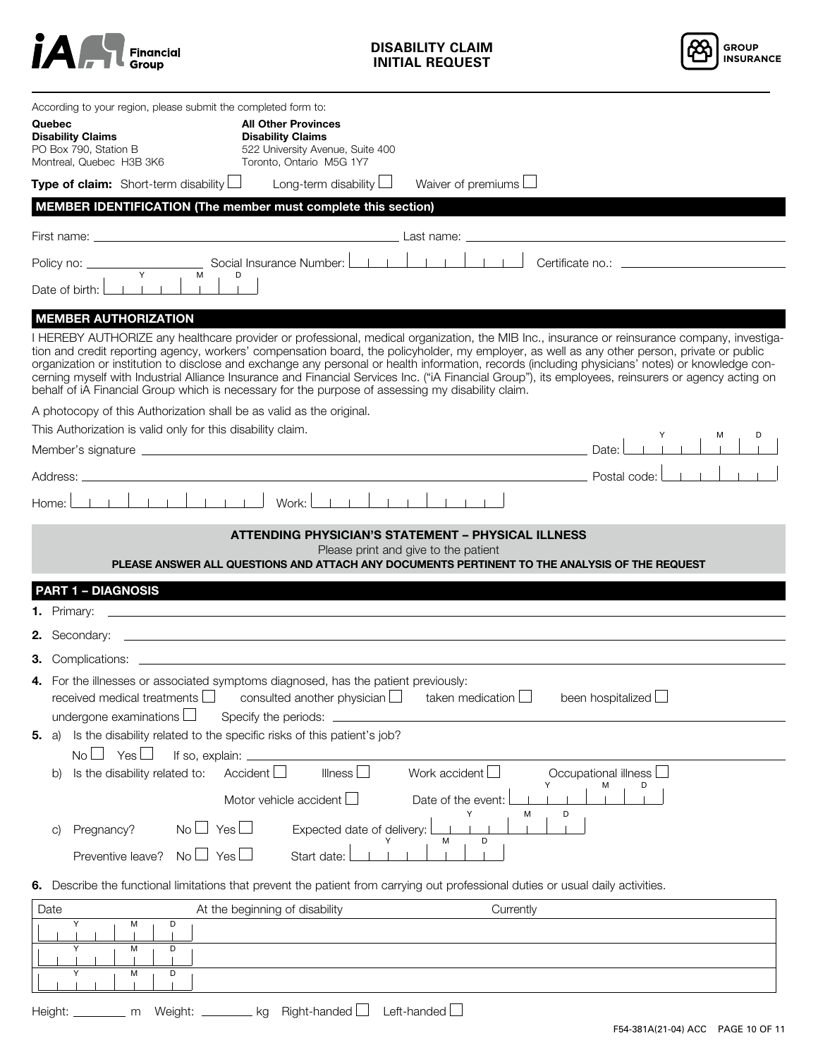**iA Financial Group**

# DISABILITY CLAIM INITIAL REQUEST

**GROUP INSURANCE**

According to your region, please submit the completed form to:

**Quebec**
**Disability Claims**
PO Box 790, Station B
Montreal, Quebec H3B 3K6

**All Other Provinces**
**Disability Claims**
522 University Avenue, Suite 400
Toronto, Ontario M5G 1Y7

**Type of claim:** Short-term disability ☐ Long-term disability ☐ Waiver of premiums ☐

## MEMBER IDENTIFICATION (The member must complete this section)

First name: ______________________ Last name: ______________________

Policy no: ____________ Social Insurance Number: |_|_|_|_|_|_|_|_|_| Certificate no.: ____________

Date of birth: Y |_|_|_|_| M |_|_| D |_|_|

## MEMBER AUTHORIZATION

I HEREBY AUTHORIZE any healthcare provider or professional, medical organization, the MIB Inc., insurance or reinsurance company, investigation and credit reporting agency, workers' compensation board, the policyholder, my employer, as well as any other person, private or public organization or institution to disclose and exchange any personal or health information, records (including physicians' notes) or knowledge concerning myself with Industrial Alliance Insurance and Financial Services Inc. ("iA Financial Group"), its employees, reinsurers or agency acting on behalf of iA Financial Group which is necessary for the purpose of assessing my disability claim.

A photocopy of this Authorization shall be as valid as the original.

This Authorization is valid only for this disability claim.

Member's signature ______________________ Date: Y |_|_|_|_| M |_|_| D |_|_|

Address: ______________________ Postal code: |_|_|_|_|_|_|

Home: |_|_|_|_|_|_|_|_|_|_| Work: |_|_|_|_|_|_|_|_|_|_|

## ATTENDING PHYSICIAN'S STATEMENT – PHYSICAL ILLNESS

Please print and give to the patient

**PLEASE ANSWER ALL QUESTIONS AND ATTACH ANY DOCUMENTS PERTINENT TO THE ANALYSIS OF THE REQUEST**

## PART 1 – DIAGNOSIS

**1.** Primary: ______________________

**2.** Secondary: ______________________

**3.** Complications: ______________________

**4.** For the illnesses or associated symptoms diagnosed, has the patient previously:
received medical treatments ☐ consulted another physician ☐ taken medication ☐ been hospitalized ☐
undergone examinations ☐ Specify the periods: ______________________

**5.** a) Is the disability related to the specific risks of this patient's job?
No ☐ Yes ☐ If so, explain: ______________________

b) Is the disability related to: Accident ☐ Illness ☐ Work accident ☐ Occupational illness ☐
Motor vehicle accident ☐ Date of the event: Y |_|_|_|_| M |_|_| D |_|_|

c) Pregnancy? No ☐ Yes ☐ Expected date of delivery: Y |_|_|_|_| M |_|_| D |_|_|
Preventive leave? No ☐ Yes ☐ Start date: Y |_|_|_|_| M |_|_| D |_|_|

**6.** Describe the functional limitations that prevent the patient from carrying out professional duties or usual daily activities.

| Date | At the beginning of disability | Currently |
|---|---|---|
| Y \|_\|_\|_\|_\| M \|_\|_\| D \|_\|_\| | | |
| Y \|_\|_\|_\|_\| M \|_\|_\| D \|_\|_\| | | |
| Y \|_\|_\|_\|_\| M \|_\|_\| D \|_\|_\| | | |

Height: ________ m Weight: ________ kg Right-handed ☐ Left-handed ☐

F54-381A(21-04) ACC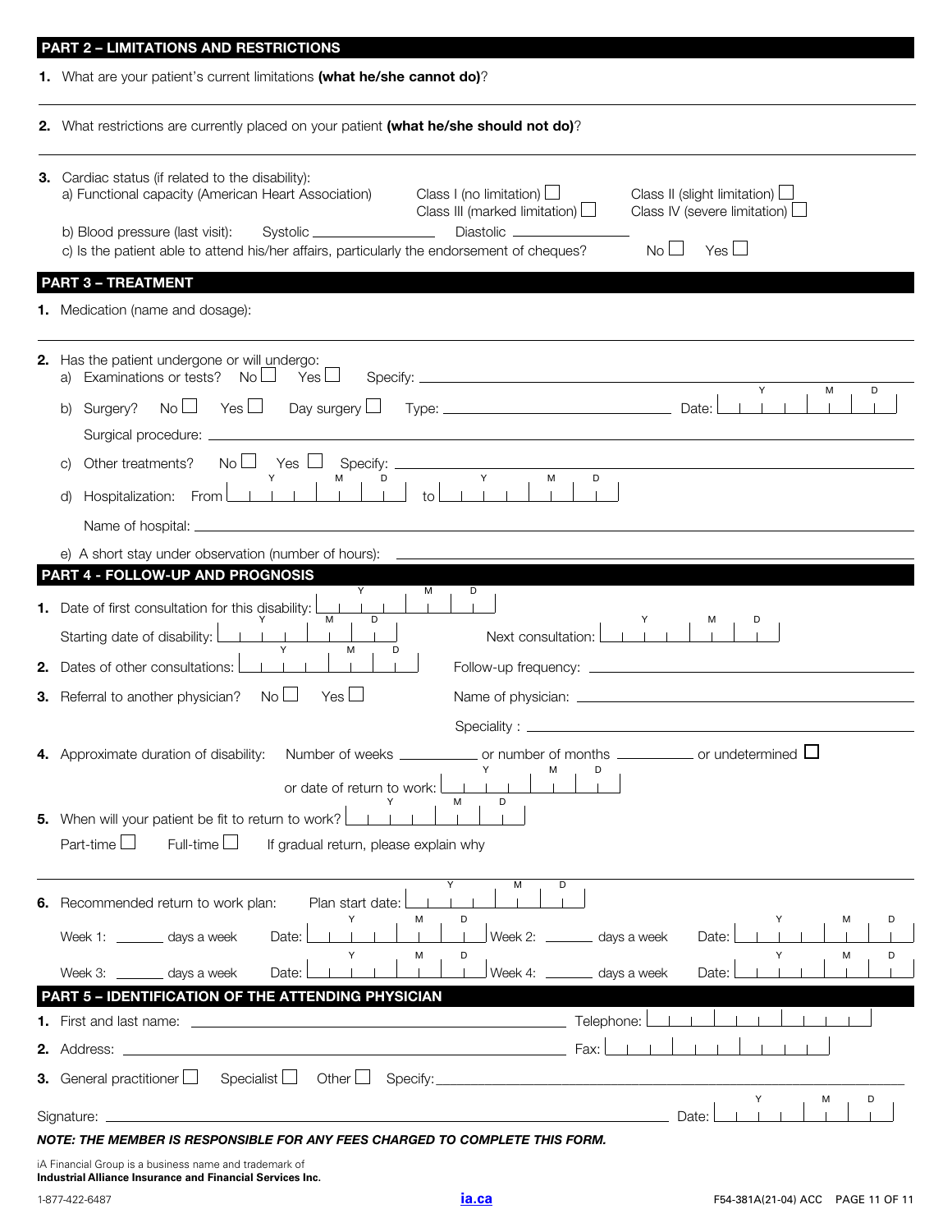## PART 2 – LIMITATIONS AND RESTRICTIONS

**1.** What are your patient's current limitations **(what he/she cannot do)**?

**2.** What restrictions are currently placed on your patient **(what he/she should not do)**?

**3.** Cardiac status (if related to the disability):

a) Functional capacity (American Heart Association) Class I (no limitation) ☐ Class II (slight limitation) ☐ Class III (marked limitation) ☐ Class IV (severe limitation) ☐

b) Blood pressure (last visit): Systolic ________ Diastolic ________

c) Is the patient able to attend his/her affairs, particularly the endorsement of cheques? No ☐ Yes ☐

## PART 3 – TREATMENT

**1.** Medication (name and dosage):

**2.** Has the patient undergone or will undergo:

a) Examinations or tests? No ☐ Yes ☐ Specify: ________

b) Surgery? No ☐ Yes ☐ Day surgery ☐ Type: ________ Date: Y M D

Surgical procedure: ________

c) Other treatments? No ☐ Yes ☐ Specify: ________

d) Hospitalization: From Y M D to Y M D

Name of hospital: ________

e) A short stay under observation (number of hours): ________

## PART 4 - FOLLOW-UP AND PROGNOSIS

**1.** Date of first consultation for this disability: Y M D

Starting date of disability: Y M D Next consultation: Y M D

**2.** Dates of other consultations: Y M D Follow-up frequency: ________

**3.** Referral to another physician? No ☐ Yes ☐ Name of physician: ________

Speciality : ________

**4.** Approximate duration of disability: Number of weeks ________ or number of months ________ or undetermined ☐

or date of return to work: Y M D

**5.** When will your patient be fit to return to work? Y M D

Part-time ☐ Full-time ☐ If gradual return, please explain why

**6.** Recommended return to work plan: Plan start date: Y M D

Week 1: ________ days a week Date: Y M D Week 2: ________ days a week Date: Y M D

Week 3: ________ days a week Date: Y M D Week 4: ________ days a week Date: Y M D

## PART 5 – IDENTIFICATION OF THE ATTENDING PHYSICIAN

**1.** First and last name: ________ Telephone: ________

**2.** Address: ________ Fax: ________

**3.** General practitioner ☐ Specialist ☐ Other ☐ Specify: ________

Signature: ________ Date: Y M D

***NOTE: THE MEMBER IS RESPONSIBLE FOR ANY FEES CHARGED TO COMPLETE THIS FORM.***

iA Financial Group is a business name and trademark of
**Industrial Alliance Insurance and Financial Services Inc.**

1-877-422-6487 **ia.ca** F54-381A(21-04) ACC